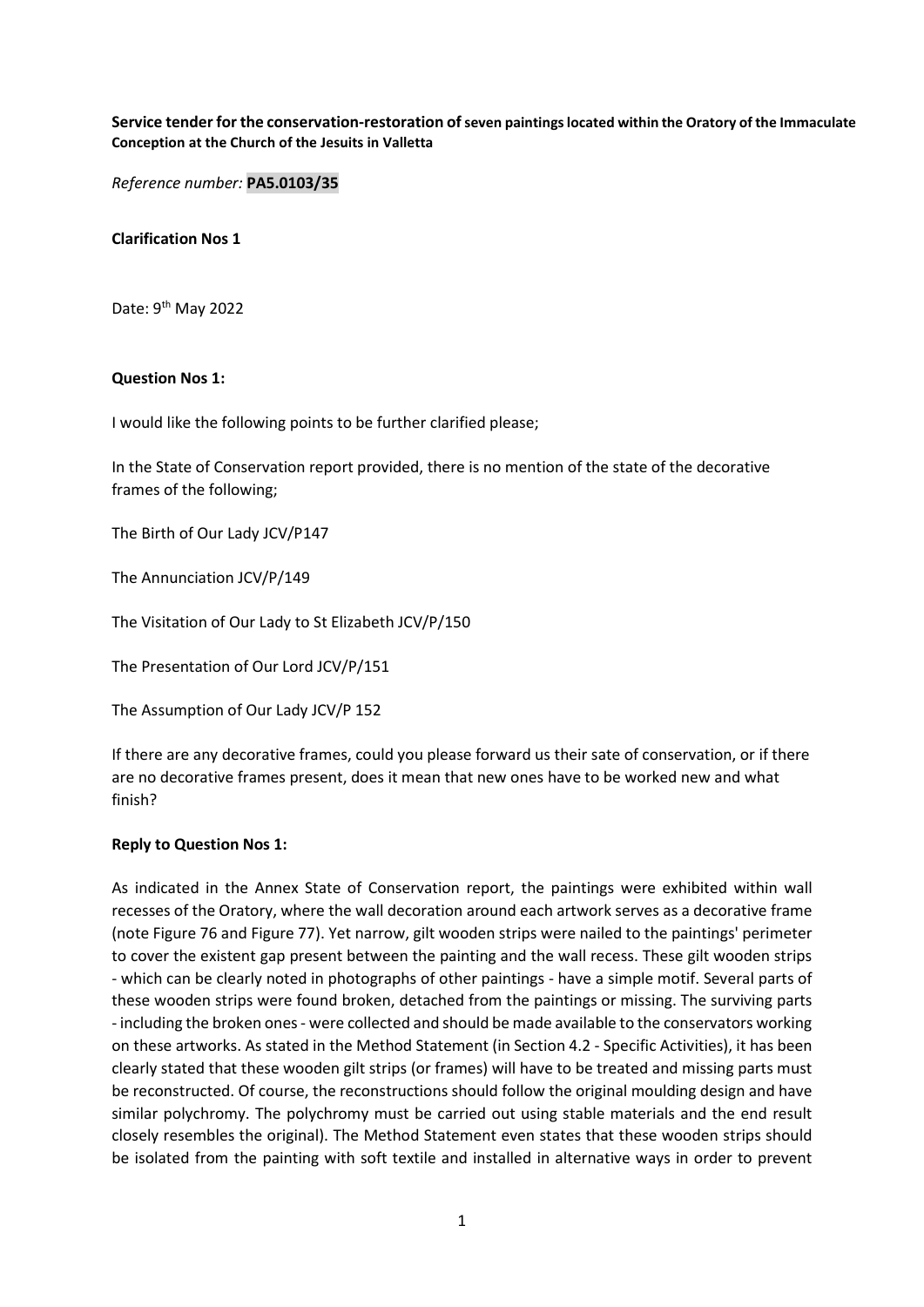**Service tender for the conservation-restoration of seven paintings located within the Oratory of the Immaculate Conception at the Church of the Jesuits in Valletta**

*Reference number:* **PA5.0103/35**

**Clarification Nos 1**

Date: 9th May 2022

**Question Nos 1:**

I would like the following points to be further clarified please;

In the State of Conservation report provided, there is no mention of the state of the decorative frames of the following;

The Birth of Our Lady JCV/P147

The Annunciation JCV/P/149

The Visitation of Our Lady to St Elizabeth JCV/P/150

The Presentation of Our Lord JCV/P/151

The Assumption of Our Lady JCV/P 152

If there are any decorative frames, could you please forward us their sate of conservation, or if there are no decorative frames present, does it mean that new ones have to be worked new and what finish?

**Reply to Question Nos 1:**

As indicated in the Annex State of Conservation report, the paintings were exhibited within wall recesses of the Oratory, where the wall decoration around each artwork serves as a decorative frame (note Figure 76 and Figure 77). Yet narrow, gilt wooden strips were nailed to the paintings' perimeter to cover the existent gap present between the painting and the wall recess. These gilt wooden strips - which can be clearly noted in photographs of other paintings - have a simple motif. Several parts of these wooden strips were found broken, detached from the paintings or missing. The surviving parts - including the broken ones - were collected and should be made available to the conservators working on these artworks. As stated in the Method Statement (in Section 4.2 - Specific Activities), it has been clearly stated that these wooden gilt strips (or frames) will have to be treated and missing parts must be reconstructed. Of course, the reconstructions should follow the original moulding design and have similar polychromy. The polychromy must be carried out using stable materials and the end result closely resembles the original). The Method Statement even states that these wooden strips should be isolated from the painting with soft textile and installed in alternative ways in order to prevent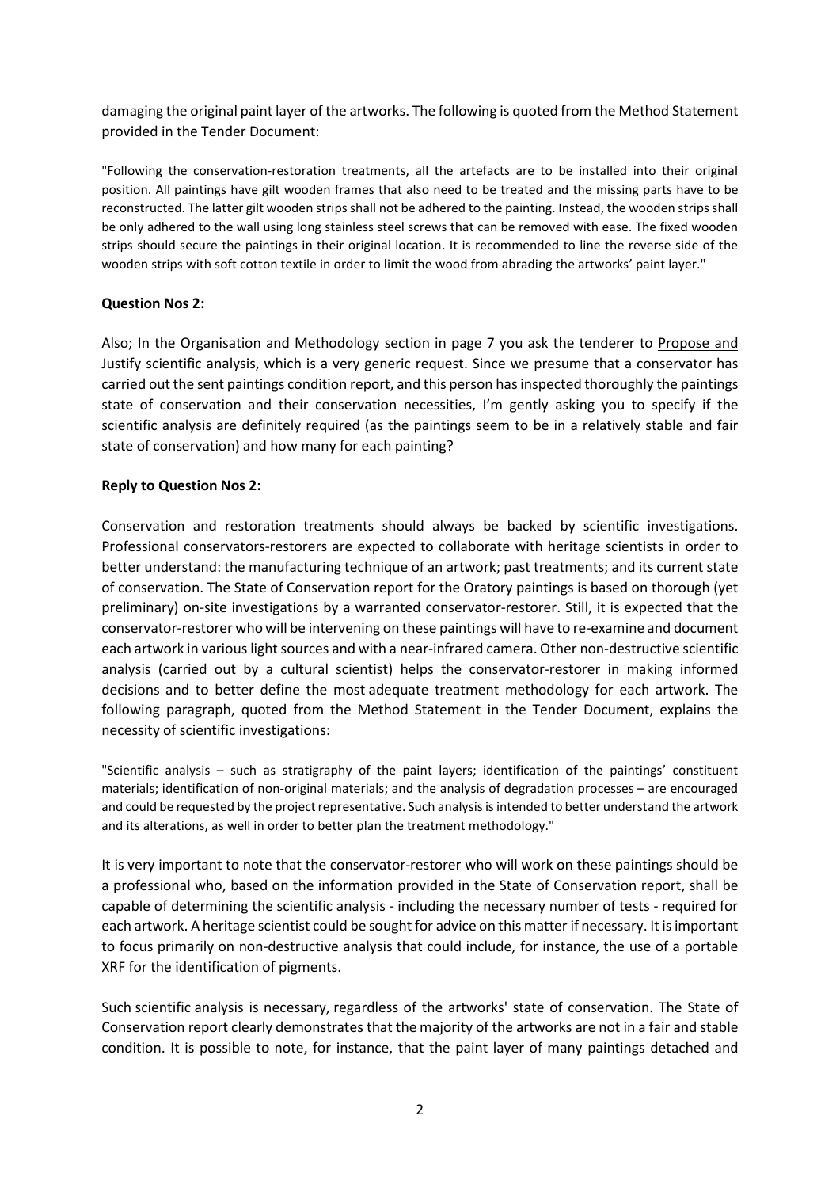damaging the original paint layer of the artworks. The following is quoted from the Method Statement provided in the Tender Document:

"Following the conservation-restoration treatments, all the artefacts are to be installed into their original position. All paintings have gilt wooden frames that also need to be treated and the missing parts have to be reconstructed. The latter gilt wooden strips shall not be adhered to the painting. Instead, the wooden strips shall be only adhered to the wall using long stainless steel screws that can be removed with ease. The fixed wooden strips should secure the paintings in their original location. It is recommended to line the reverse side of the wooden strips with soft cotton textile in order to limit the wood from abrading the artworks' paint layer."

**Question Nos 2:**

Also; In the Organisation and Methodology section in page 7 you ask the tenderer to Propose and Justify scientific analysis, which is a very generic request. Since we presume that a conservator has carried out the sent paintings condition report, and this person has inspected thoroughly the paintings state of conservation and their conservation necessities, I'm gently asking you to specify if the scientific analysis are definitely required (as the paintings seem to be in a relatively stable and fair state of conservation) and how many for each painting?

**Reply to Question Nos 2:**

Conservation and restoration treatments should always be backed by scientific investigations. Professional conservators-restorers are expected to collaborate with heritage scientists in order to better understand: the manufacturing technique of an artwork; past treatments; and its current state of conservation. The State of Conservation report for the Oratory paintings is based on thorough (yet preliminary) on-site investigations by a warranted conservator-restorer. Still, it is expected that the conservator-restorer who will be intervening on these paintings will have to re-examine and document each artwork in various light sources and with a near-infrared camera. Other non-destructive scientific analysis (carried out by a cultural scientist) helps the conservator-restorer in making informed decisions and to better define the most adequate treatment methodology for each artwork. The following paragraph, quoted from the Method Statement in the Tender Document, explains the necessity of scientific investigations:

"Scientific analysis – such as stratigraphy of the paint layers; identification of the paintings' constituent materials; identification of non-original materials; and the analysis of degradation processes – are encouraged and could be requested by the project representative. Such analysis is intended to better understand the artwork and its alterations, as well in order to better plan the treatment methodology."

It is very important to note that the conservator-restorer who will work on these paintings should be a professional who, based on the information provided in the State of Conservation report, shall be capable of determining the scientific analysis - including the necessary number of tests - required for each artwork. A heritage scientist could be sought for advice on this matter if necessary. It is important to focus primarily on non-destructive analysis that could include, for instance, the use of a portable XRF for the identification of pigments.

Such scientific analysis is necessary, regardless of the artworks' state of conservation. The State of Conservation report clearly demonstrates that the majority of the artworks are not in a fair and stable condition. It is possible to note, for instance, that the paint layer of many paintings detached and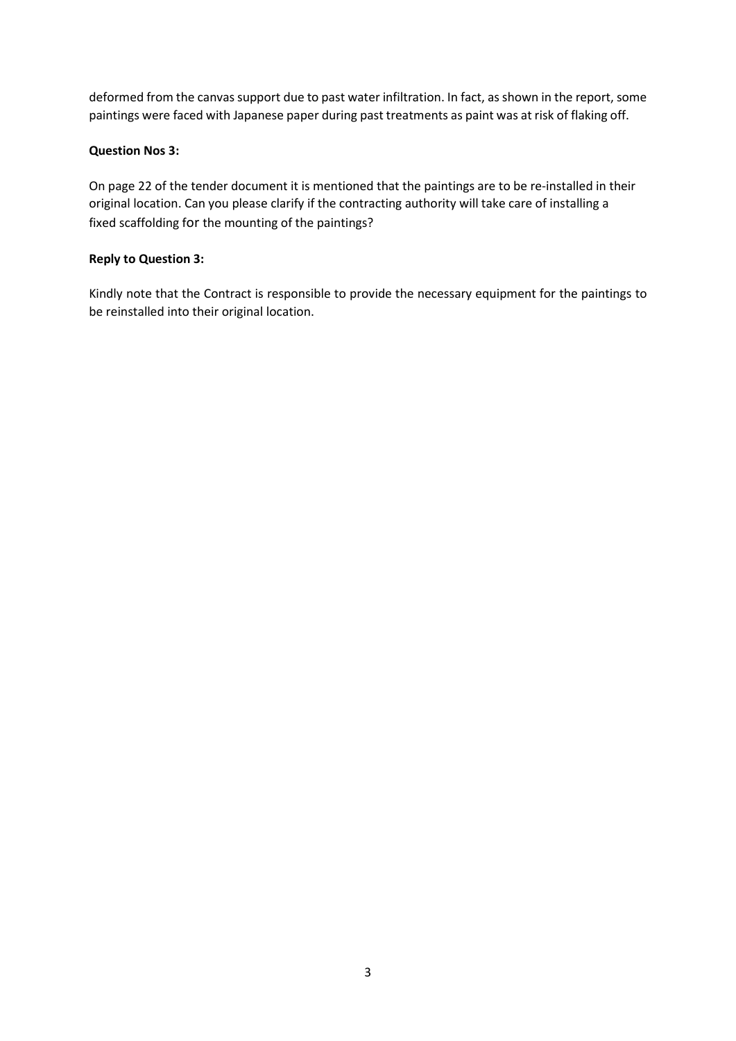deformed from the canvas support due to past water infiltration. In fact, as shown in the report, some paintings were faced with Japanese paper during past treatments as paint was at risk of flaking off.

**Question Nos 3:**

On page 22 of the tender document it is mentioned that the paintings are to be re-installed in their original location. Can you please clarify if the contracting authority will take care of installing a fixed scaffolding for the mounting of the paintings?

**Reply to Question 3:**

Kindly note that the Contract is responsible to provide the necessary equipment for the paintings to be reinstalled into their original location.